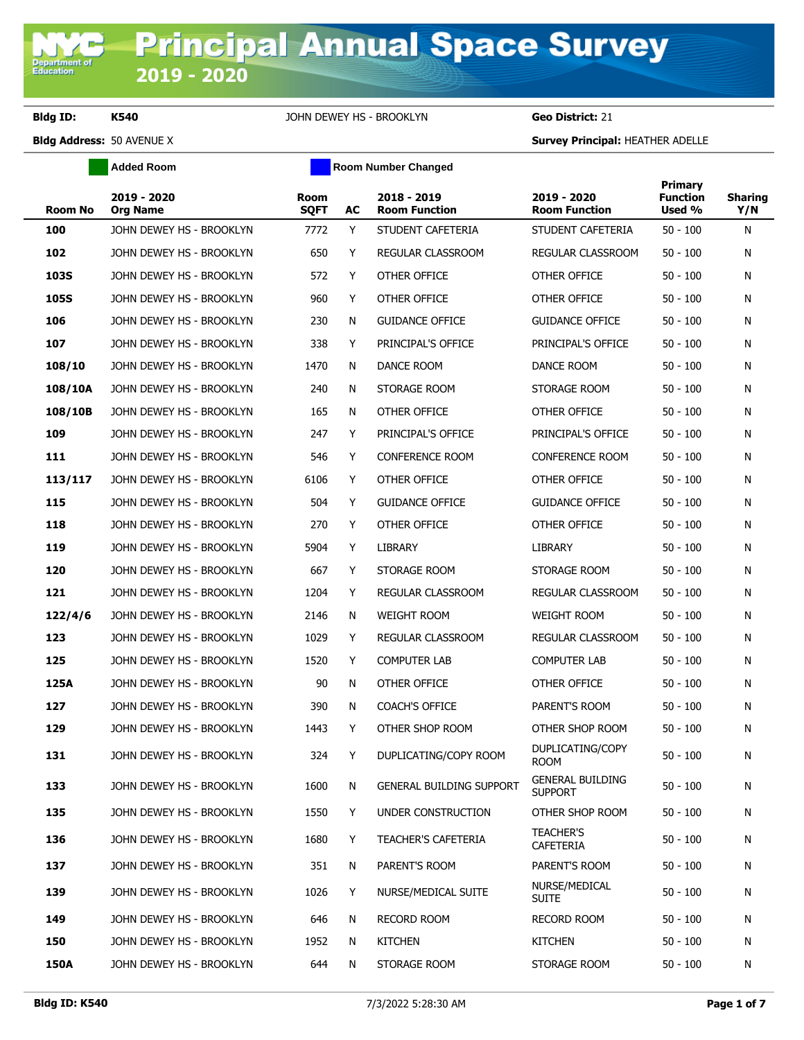# Principal Annual Space Survey 2019 - 2020

**Bldg ID:** K540 JOHN DEWEY HS - BROOKLYN **Geo District:** 21

**Bldg Address:** 50 AVENUE X **Survey Principal:** HEATHER ADELLE

Added Room | Room Number Changed

| Room No | 2019 - 2020 Org Name | Room SQFT | AC | 2018 - 2019 Room Function | 2019 - 2020 Room Function | Primary Function Used % | Sharing Y/N |
|---|---|---|---|---|---|---|---|
| 100 | JOHN DEWEY HS - BROOKLYN | 7772 | Y | STUDENT CAFETERIA | STUDENT CAFETERIA | 50 - 100 | N |
| 102 | JOHN DEWEY HS - BROOKLYN | 650 | Y | REGULAR CLASSROOM | REGULAR CLASSROOM | 50 - 100 | N |
| 103S | JOHN DEWEY HS - BROOKLYN | 572 | Y | OTHER OFFICE | OTHER OFFICE | 50 - 100 | N |
| 105S | JOHN DEWEY HS - BROOKLYN | 960 | Y | OTHER OFFICE | OTHER OFFICE | 50 - 100 | N |
| 106 | JOHN DEWEY HS - BROOKLYN | 230 | N | GUIDANCE OFFICE | GUIDANCE OFFICE | 50 - 100 | N |
| 107 | JOHN DEWEY HS - BROOKLYN | 338 | Y | PRINCIPAL'S OFFICE | PRINCIPAL'S OFFICE | 50 - 100 | N |
| 108/10 | JOHN DEWEY HS - BROOKLYN | 1470 | N | DANCE ROOM | DANCE ROOM | 50 - 100 | N |
| 108/10A | JOHN DEWEY HS - BROOKLYN | 240 | N | STORAGE ROOM | STORAGE ROOM | 50 - 100 | N |
| 108/10B | JOHN DEWEY HS - BROOKLYN | 165 | N | OTHER OFFICE | OTHER OFFICE | 50 - 100 | N |
| 109 | JOHN DEWEY HS - BROOKLYN | 247 | Y | PRINCIPAL'S OFFICE | PRINCIPAL'S OFFICE | 50 - 100 | N |
| 111 | JOHN DEWEY HS - BROOKLYN | 546 | Y | CONFERENCE ROOM | CONFERENCE ROOM | 50 - 100 | N |
| 113/117 | JOHN DEWEY HS - BROOKLYN | 6106 | Y | OTHER OFFICE | OTHER OFFICE | 50 - 100 | N |
| 115 | JOHN DEWEY HS - BROOKLYN | 504 | Y | GUIDANCE OFFICE | GUIDANCE OFFICE | 50 - 100 | N |
| 118 | JOHN DEWEY HS - BROOKLYN | 270 | Y | OTHER OFFICE | OTHER OFFICE | 50 - 100 | N |
| 119 | JOHN DEWEY HS - BROOKLYN | 5904 | Y | LIBRARY | LIBRARY | 50 - 100 | N |
| 120 | JOHN DEWEY HS - BROOKLYN | 667 | Y | STORAGE ROOM | STORAGE ROOM | 50 - 100 | N |
| 121 | JOHN DEWEY HS - BROOKLYN | 1204 | Y | REGULAR CLASSROOM | REGULAR CLASSROOM | 50 - 100 | N |
| 122/4/6 | JOHN DEWEY HS - BROOKLYN | 2146 | N | WEIGHT ROOM | WEIGHT ROOM | 50 - 100 | N |
| 123 | JOHN DEWEY HS - BROOKLYN | 1029 | Y | REGULAR CLASSROOM | REGULAR CLASSROOM | 50 - 100 | N |
| 125 | JOHN DEWEY HS - BROOKLYN | 1520 | Y | COMPUTER LAB | COMPUTER LAB | 50 - 100 | N |
| 125A | JOHN DEWEY HS - BROOKLYN | 90 | N | OTHER OFFICE | OTHER OFFICE | 50 - 100 | N |
| 127 | JOHN DEWEY HS - BROOKLYN | 390 | N | COACH'S OFFICE | PARENT'S ROOM | 50 - 100 | N |
| 129 | JOHN DEWEY HS - BROOKLYN | 1443 | Y | OTHER SHOP ROOM | OTHER SHOP ROOM | 50 - 100 | N |
| 131 | JOHN DEWEY HS - BROOKLYN | 324 | Y | DUPLICATING/COPY ROOM | DUPLICATING/COPY ROOM | 50 - 100 | N |
| 133 | JOHN DEWEY HS - BROOKLYN | 1600 | N | GENERAL BUILDING SUPPORT | GENERAL BUILDING SUPPORT | 50 - 100 | N |
| 135 | JOHN DEWEY HS - BROOKLYN | 1550 | Y | UNDER CONSTRUCTION | OTHER SHOP ROOM | 50 - 100 | N |
| 136 | JOHN DEWEY HS - BROOKLYN | 1680 | Y | TEACHER'S CAFETERIA | TEACHER'S CAFETERIA | 50 - 100 | N |
| 137 | JOHN DEWEY HS - BROOKLYN | 351 | N | PARENT'S ROOM | PARENT'S ROOM | 50 - 100 | N |
| 139 | JOHN DEWEY HS - BROOKLYN | 1026 | Y | NURSE/MEDICAL SUITE | NURSE/MEDICAL SUITE | 50 - 100 | N |
| 149 | JOHN DEWEY HS - BROOKLYN | 646 | N | RECORD ROOM | RECORD ROOM | 50 - 100 | N |
| 150 | JOHN DEWEY HS - BROOKLYN | 1952 | N | KITCHEN | KITCHEN | 50 - 100 | N |
| 150A | JOHN DEWEY HS - BROOKLYN | 644 | N | STORAGE ROOM | STORAGE ROOM | 50 - 100 | N |

Bldg ID: K540 7/3/2022 5:28:30 AM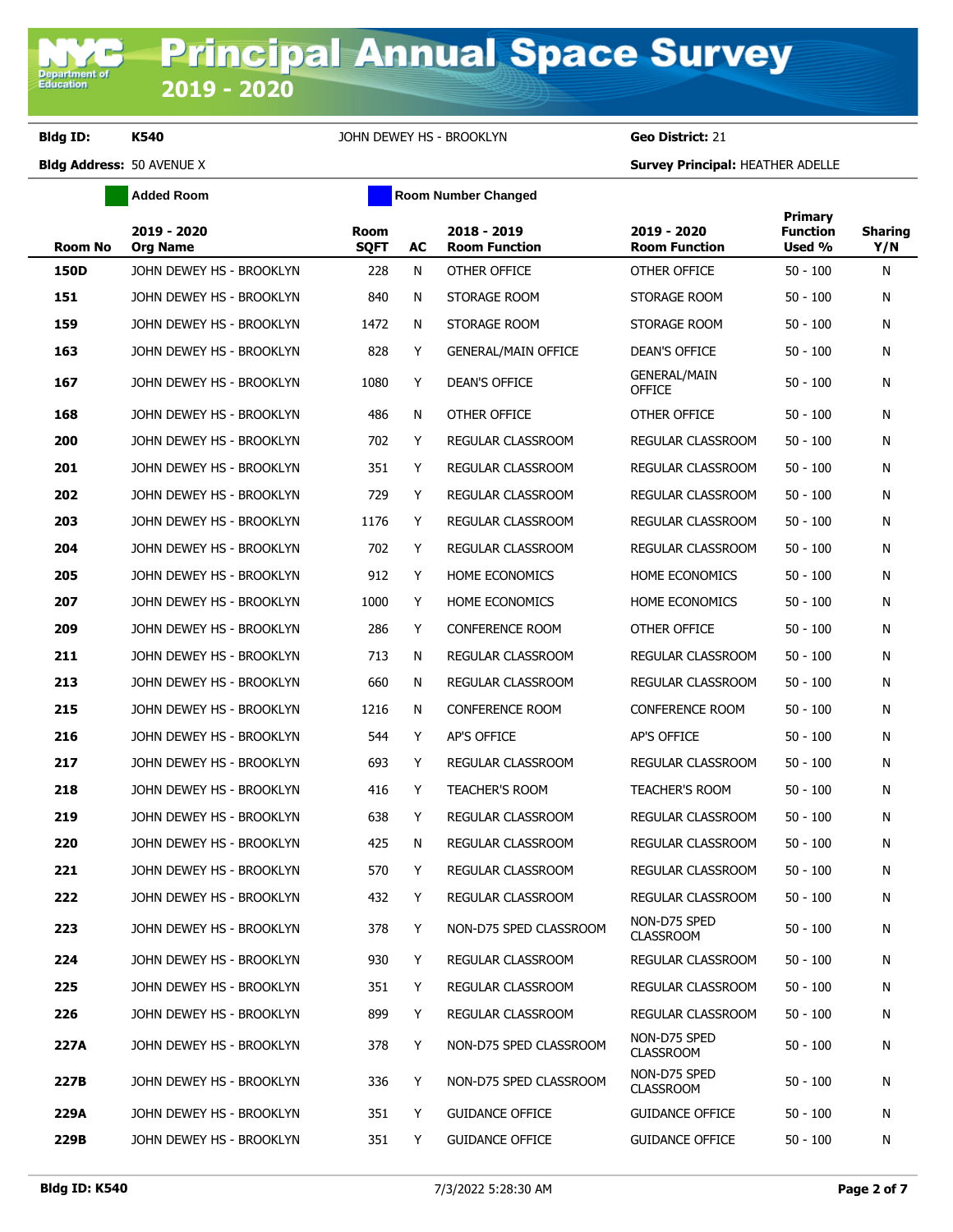# Principal Annual Space Survey 2019 - 2020

**Bldg ID:** K540 JOHN DEWEY HS - BROOKLYN **Geo District:** 21

**Bldg Address:** 50 AVENUE X **Survey Principal:** HEATHER ADELLE

Added Room | Room Number Changed

| Room No | 2019 - 2020 Org Name | Room SQFT | AC | 2018 - 2019 Room Function | 2019 - 2020 Room Function | Primary Function Used % | Sharing Y/N |
|---|---|---|---|---|---|---|---|
| 150D | JOHN DEWEY HS - BROOKLYN | 228 | N | OTHER OFFICE | OTHER OFFICE | 50 - 100 | N |
| 151 | JOHN DEWEY HS - BROOKLYN | 840 | N | STORAGE ROOM | STORAGE ROOM | 50 - 100 | N |
| 159 | JOHN DEWEY HS - BROOKLYN | 1472 | N | STORAGE ROOM | STORAGE ROOM | 50 - 100 | N |
| 163 | JOHN DEWEY HS - BROOKLYN | 828 | Y | GENERAL/MAIN OFFICE | DEAN'S OFFICE | 50 - 100 | N |
| 167 | JOHN DEWEY HS - BROOKLYN | 1080 | Y | DEAN'S OFFICE | GENERAL/MAIN OFFICE | 50 - 100 | N |
| 168 | JOHN DEWEY HS - BROOKLYN | 486 | N | OTHER OFFICE | OTHER OFFICE | 50 - 100 | N |
| 200 | JOHN DEWEY HS - BROOKLYN | 702 | Y | REGULAR CLASSROOM | REGULAR CLASSROOM | 50 - 100 | N |
| 201 | JOHN DEWEY HS - BROOKLYN | 351 | Y | REGULAR CLASSROOM | REGULAR CLASSROOM | 50 - 100 | N |
| 202 | JOHN DEWEY HS - BROOKLYN | 729 | Y | REGULAR CLASSROOM | REGULAR CLASSROOM | 50 - 100 | N |
| 203 | JOHN DEWEY HS - BROOKLYN | 1176 | Y | REGULAR CLASSROOM | REGULAR CLASSROOM | 50 - 100 | N |
| 204 | JOHN DEWEY HS - BROOKLYN | 702 | Y | REGULAR CLASSROOM | REGULAR CLASSROOM | 50 - 100 | N |
| 205 | JOHN DEWEY HS - BROOKLYN | 912 | Y | HOME ECONOMICS | HOME ECONOMICS | 50 - 100 | N |
| 207 | JOHN DEWEY HS - BROOKLYN | 1000 | Y | HOME ECONOMICS | HOME ECONOMICS | 50 - 100 | N |
| 209 | JOHN DEWEY HS - BROOKLYN | 286 | Y | CONFERENCE ROOM | OTHER OFFICE | 50 - 100 | N |
| 211 | JOHN DEWEY HS - BROOKLYN | 713 | N | REGULAR CLASSROOM | REGULAR CLASSROOM | 50 - 100 | N |
| 213 | JOHN DEWEY HS - BROOKLYN | 660 | N | REGULAR CLASSROOM | REGULAR CLASSROOM | 50 - 100 | N |
| 215 | JOHN DEWEY HS - BROOKLYN | 1216 | N | CONFERENCE ROOM | CONFERENCE ROOM | 50 - 100 | N |
| 216 | JOHN DEWEY HS - BROOKLYN | 544 | Y | AP'S OFFICE | AP'S OFFICE | 50 - 100 | N |
| 217 | JOHN DEWEY HS - BROOKLYN | 693 | Y | REGULAR CLASSROOM | REGULAR CLASSROOM | 50 - 100 | N |
| 218 | JOHN DEWEY HS - BROOKLYN | 416 | Y | TEACHER'S ROOM | TEACHER'S ROOM | 50 - 100 | N |
| 219 | JOHN DEWEY HS - BROOKLYN | 638 | Y | REGULAR CLASSROOM | REGULAR CLASSROOM | 50 - 100 | N |
| 220 | JOHN DEWEY HS - BROOKLYN | 425 | N | REGULAR CLASSROOM | REGULAR CLASSROOM | 50 - 100 | N |
| 221 | JOHN DEWEY HS - BROOKLYN | 570 | Y | REGULAR CLASSROOM | REGULAR CLASSROOM | 50 - 100 | N |
| 222 | JOHN DEWEY HS - BROOKLYN | 432 | Y | REGULAR CLASSROOM | REGULAR CLASSROOM | 50 - 100 | N |
| 223 | JOHN DEWEY HS - BROOKLYN | 378 | Y | NON-D75 SPED CLASSROOM | NON-D75 SPED CLASSROOM | 50 - 100 | N |
| 224 | JOHN DEWEY HS - BROOKLYN | 930 | Y | REGULAR CLASSROOM | REGULAR CLASSROOM | 50 - 100 | N |
| 225 | JOHN DEWEY HS - BROOKLYN | 351 | Y | REGULAR CLASSROOM | REGULAR CLASSROOM | 50 - 100 | N |
| 226 | JOHN DEWEY HS - BROOKLYN | 899 | Y | REGULAR CLASSROOM | REGULAR CLASSROOM | 50 - 100 | N |
| 227A | JOHN DEWEY HS - BROOKLYN | 378 | Y | NON-D75 SPED CLASSROOM | NON-D75 SPED CLASSROOM | 50 - 100 | N |
| 227B | JOHN DEWEY HS - BROOKLYN | 336 | Y | NON-D75 SPED CLASSROOM | NON-D75 SPED CLASSROOM | 50 - 100 | N |
| 229A | JOHN DEWEY HS - BROOKLYN | 351 | Y | GUIDANCE OFFICE | GUIDANCE OFFICE | 50 - 100 | N |
| 229B | JOHN DEWEY HS - BROOKLYN | 351 | Y | GUIDANCE OFFICE | GUIDANCE OFFICE | 50 - 100 | N |

Bldg ID: K540 7/3/2022 5:28:30 AM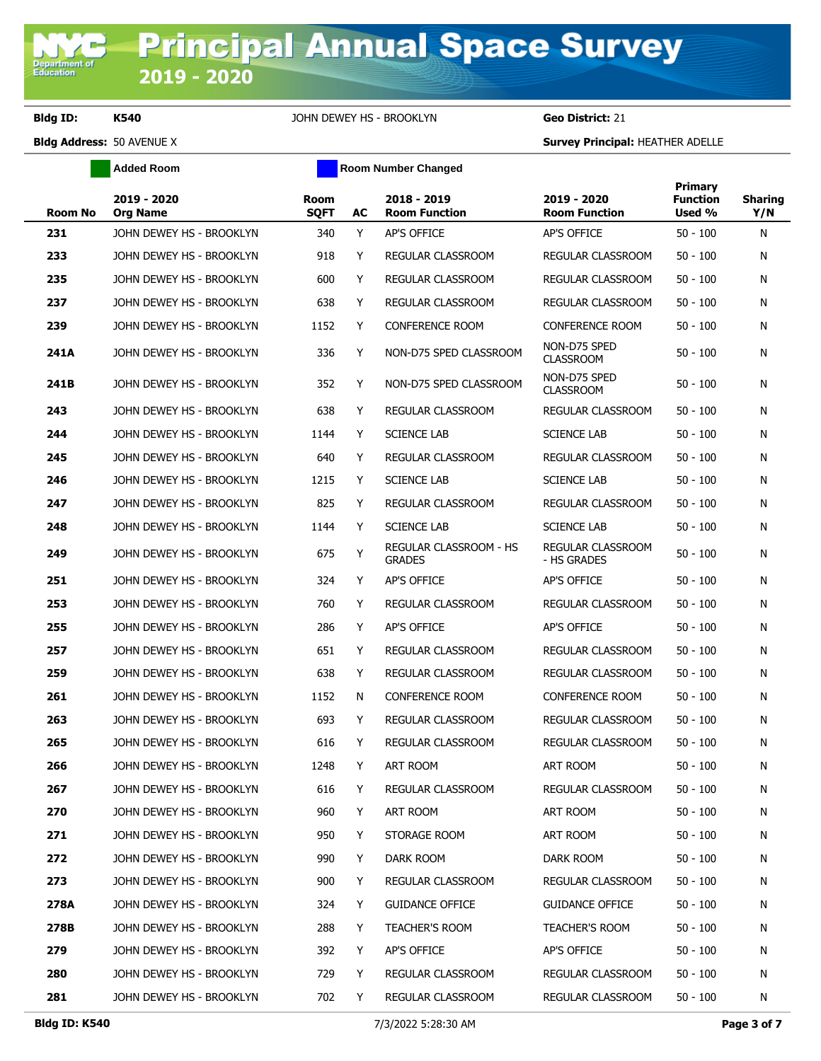# Principal Annual Space Survey 2019 - 2020

**Bldg ID:** K540 JOHN DEWEY HS - BROOKLYN **Geo District:** 21

**Bldg Address:** 50 AVENUE X **Survey Principal:** HEATHER ADELLE

Added Room | Room Number Changed

| Room No | 2019 - 2020 Org Name | Room SQFT | AC | 2018 - 2019 Room Function | 2019 - 2020 Room Function | Primary Function Used % | Sharing Y/N |
|---|---|---|---|---|---|---|---|
| 231 | JOHN DEWEY HS - BROOKLYN | 340 | Y | AP'S OFFICE | AP'S OFFICE | 50 - 100 | N |
| 233 | JOHN DEWEY HS - BROOKLYN | 918 | Y | REGULAR CLASSROOM | REGULAR CLASSROOM | 50 - 100 | N |
| 235 | JOHN DEWEY HS - BROOKLYN | 600 | Y | REGULAR CLASSROOM | REGULAR CLASSROOM | 50 - 100 | N |
| 237 | JOHN DEWEY HS - BROOKLYN | 638 | Y | REGULAR CLASSROOM | REGULAR CLASSROOM | 50 - 100 | N |
| 239 | JOHN DEWEY HS - BROOKLYN | 1152 | Y | CONFERENCE ROOM | CONFERENCE ROOM | 50 - 100 | N |
| 241A | JOHN DEWEY HS - BROOKLYN | 336 | Y | NON-D75 SPED CLASSROOM | NON-D75 SPED CLASSROOM | 50 - 100 | N |
| 241B | JOHN DEWEY HS - BROOKLYN | 352 | Y | NON-D75 SPED CLASSROOM | NON-D75 SPED CLASSROOM | 50 - 100 | N |
| 243 | JOHN DEWEY HS - BROOKLYN | 638 | Y | REGULAR CLASSROOM | REGULAR CLASSROOM | 50 - 100 | N |
| 244 | JOHN DEWEY HS - BROOKLYN | 1144 | Y | SCIENCE LAB | SCIENCE LAB | 50 - 100 | N |
| 245 | JOHN DEWEY HS - BROOKLYN | 640 | Y | REGULAR CLASSROOM | REGULAR CLASSROOM | 50 - 100 | N |
| 246 | JOHN DEWEY HS - BROOKLYN | 1215 | Y | SCIENCE LAB | SCIENCE LAB | 50 - 100 | N |
| 247 | JOHN DEWEY HS - BROOKLYN | 825 | Y | REGULAR CLASSROOM | REGULAR CLASSROOM | 50 - 100 | N |
| 248 | JOHN DEWEY HS - BROOKLYN | 1144 | Y | SCIENCE LAB | SCIENCE LAB | 50 - 100 | N |
| 249 | JOHN DEWEY HS - BROOKLYN | 675 | Y | REGULAR CLASSROOM - HS GRADES | REGULAR CLASSROOM - HS GRADES | 50 - 100 | N |
| 251 | JOHN DEWEY HS - BROOKLYN | 324 | Y | AP'S OFFICE | AP'S OFFICE | 50 - 100 | N |
| 253 | JOHN DEWEY HS - BROOKLYN | 760 | Y | REGULAR CLASSROOM | REGULAR CLASSROOM | 50 - 100 | N |
| 255 | JOHN DEWEY HS - BROOKLYN | 286 | Y | AP'S OFFICE | AP'S OFFICE | 50 - 100 | N |
| 257 | JOHN DEWEY HS - BROOKLYN | 651 | Y | REGULAR CLASSROOM | REGULAR CLASSROOM | 50 - 100 | N |
| 259 | JOHN DEWEY HS - BROOKLYN | 638 | Y | REGULAR CLASSROOM | REGULAR CLASSROOM | 50 - 100 | N |
| 261 | JOHN DEWEY HS - BROOKLYN | 1152 | N | CONFERENCE ROOM | CONFERENCE ROOM | 50 - 100 | N |
| 263 | JOHN DEWEY HS - BROOKLYN | 693 | Y | REGULAR CLASSROOM | REGULAR CLASSROOM | 50 - 100 | N |
| 265 | JOHN DEWEY HS - BROOKLYN | 616 | Y | REGULAR CLASSROOM | REGULAR CLASSROOM | 50 - 100 | N |
| 266 | JOHN DEWEY HS - BROOKLYN | 1248 | Y | ART ROOM | ART ROOM | 50 - 100 | N |
| 267 | JOHN DEWEY HS - BROOKLYN | 616 | Y | REGULAR CLASSROOM | REGULAR CLASSROOM | 50 - 100 | N |
| 270 | JOHN DEWEY HS - BROOKLYN | 960 | Y | ART ROOM | ART ROOM | 50 - 100 | N |
| 271 | JOHN DEWEY HS - BROOKLYN | 950 | Y | STORAGE ROOM | ART ROOM | 50 - 100 | N |
| 272 | JOHN DEWEY HS - BROOKLYN | 990 | Y | DARK ROOM | DARK ROOM | 50 - 100 | N |
| 273 | JOHN DEWEY HS - BROOKLYN | 900 | Y | REGULAR CLASSROOM | REGULAR CLASSROOM | 50 - 100 | N |
| 278A | JOHN DEWEY HS - BROOKLYN | 324 | Y | GUIDANCE OFFICE | GUIDANCE OFFICE | 50 - 100 | N |
| 278B | JOHN DEWEY HS - BROOKLYN | 288 | Y | TEACHER'S ROOM | TEACHER'S ROOM | 50 - 100 | N |
| 279 | JOHN DEWEY HS - BROOKLYN | 392 | Y | AP'S OFFICE | AP'S OFFICE | 50 - 100 | N |
| 280 | JOHN DEWEY HS - BROOKLYN | 729 | Y | REGULAR CLASSROOM | REGULAR CLASSROOM | 50 - 100 | N |
| 281 | JOHN DEWEY HS - BROOKLYN | 702 | Y | REGULAR CLASSROOM | REGULAR CLASSROOM | 50 - 100 | N |

7/3/2022 5:28:30 AM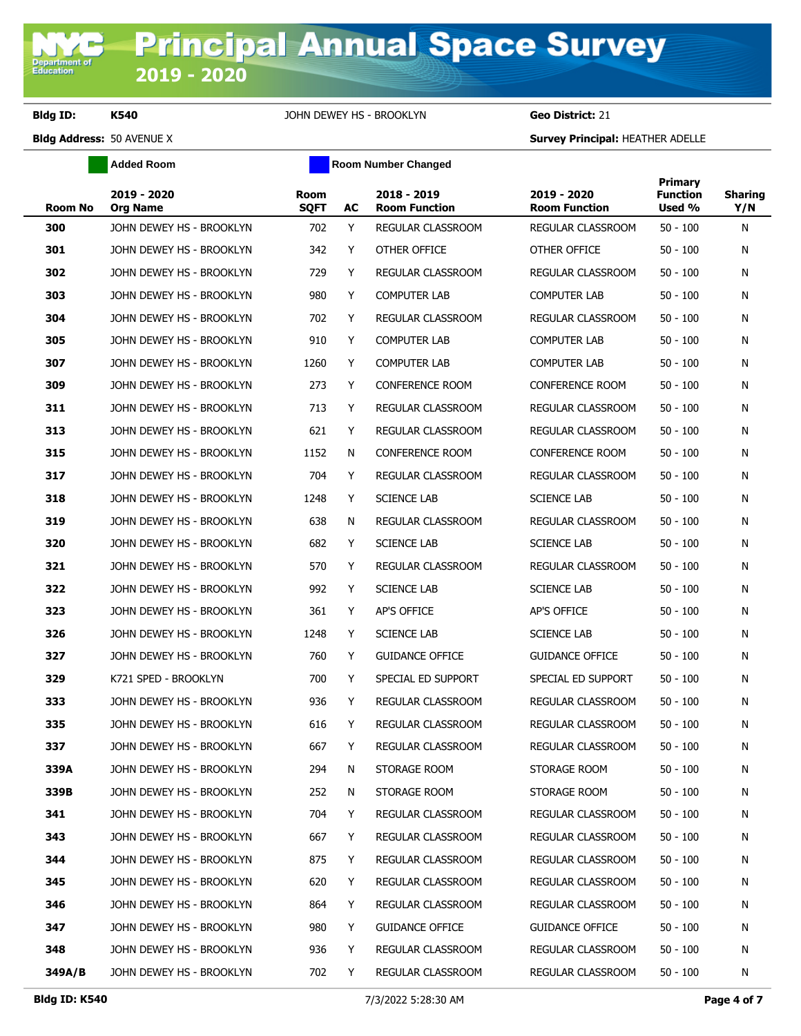# Principal Annual Space Survey 2019 - 2020

**Bldg ID:** **K540** JOHN DEWEY HS - BROOKLYN **Geo District:** 21

**Bldg Address:** 50 AVENUE X **Survey Principal:** HEATHER ADELLE

Added Room | Room Number Changed

| Room No | 2019 - 2020 Org Name | Room SQFT | AC | 2018 - 2019 Room Function | 2019 - 2020 Room Function | Primary Function Used % | Sharing Y/N |
|---|---|---|---|---|---|---|---|
| **300** | JOHN DEWEY HS - BROOKLYN | 702 | Y | REGULAR CLASSROOM | REGULAR CLASSROOM | 50 - 100 | N |
| **301** | JOHN DEWEY HS - BROOKLYN | 342 | Y | OTHER OFFICE | OTHER OFFICE | 50 - 100 | N |
| **302** | JOHN DEWEY HS - BROOKLYN | 729 | Y | REGULAR CLASSROOM | REGULAR CLASSROOM | 50 - 100 | N |
| **303** | JOHN DEWEY HS - BROOKLYN | 980 | Y | COMPUTER LAB | COMPUTER LAB | 50 - 100 | N |
| **304** | JOHN DEWEY HS - BROOKLYN | 702 | Y | REGULAR CLASSROOM | REGULAR CLASSROOM | 50 - 100 | N |
| **305** | JOHN DEWEY HS - BROOKLYN | 910 | Y | COMPUTER LAB | COMPUTER LAB | 50 - 100 | N |
| **307** | JOHN DEWEY HS - BROOKLYN | 1260 | Y | COMPUTER LAB | COMPUTER LAB | 50 - 100 | N |
| **309** | JOHN DEWEY HS - BROOKLYN | 273 | Y | CONFERENCE ROOM | CONFERENCE ROOM | 50 - 100 | N |
| **311** | JOHN DEWEY HS - BROOKLYN | 713 | Y | REGULAR CLASSROOM | REGULAR CLASSROOM | 50 - 100 | N |
| **313** | JOHN DEWEY HS - BROOKLYN | 621 | Y | REGULAR CLASSROOM | REGULAR CLASSROOM | 50 - 100 | N |
| **315** | JOHN DEWEY HS - BROOKLYN | 1152 | N | CONFERENCE ROOM | CONFERENCE ROOM | 50 - 100 | N |
| **317** | JOHN DEWEY HS - BROOKLYN | 704 | Y | REGULAR CLASSROOM | REGULAR CLASSROOM | 50 - 100 | N |
| **318** | JOHN DEWEY HS - BROOKLYN | 1248 | Y | SCIENCE LAB | SCIENCE LAB | 50 - 100 | N |
| **319** | JOHN DEWEY HS - BROOKLYN | 638 | N | REGULAR CLASSROOM | REGULAR CLASSROOM | 50 - 100 | N |
| **320** | JOHN DEWEY HS - BROOKLYN | 682 | Y | SCIENCE LAB | SCIENCE LAB | 50 - 100 | N |
| **321** | JOHN DEWEY HS - BROOKLYN | 570 | Y | REGULAR CLASSROOM | REGULAR CLASSROOM | 50 - 100 | N |
| **322** | JOHN DEWEY HS - BROOKLYN | 992 | Y | SCIENCE LAB | SCIENCE LAB | 50 - 100 | N |
| **323** | JOHN DEWEY HS - BROOKLYN | 361 | Y | AP'S OFFICE | AP'S OFFICE | 50 - 100 | N |
| **326** | JOHN DEWEY HS - BROOKLYN | 1248 | Y | SCIENCE LAB | SCIENCE LAB | 50 - 100 | N |
| **327** | JOHN DEWEY HS - BROOKLYN | 760 | Y | GUIDANCE OFFICE | GUIDANCE OFFICE | 50 - 100 | N |
| **329** | K721 SPED - BROOKLYN | 700 | Y | SPECIAL ED SUPPORT | SPECIAL ED SUPPORT | 50 - 100 | N |
| **333** | JOHN DEWEY HS - BROOKLYN | 936 | Y | REGULAR CLASSROOM | REGULAR CLASSROOM | 50 - 100 | N |
| **335** | JOHN DEWEY HS - BROOKLYN | 616 | Y | REGULAR CLASSROOM | REGULAR CLASSROOM | 50 - 100 | N |
| **337** | JOHN DEWEY HS - BROOKLYN | 667 | Y | REGULAR CLASSROOM | REGULAR CLASSROOM | 50 - 100 | N |
| **339A** | JOHN DEWEY HS - BROOKLYN | 294 | N | STORAGE ROOM | STORAGE ROOM | 50 - 100 | N |
| **339B** | JOHN DEWEY HS - BROOKLYN | 252 | N | STORAGE ROOM | STORAGE ROOM | 50 - 100 | N |
| **341** | JOHN DEWEY HS - BROOKLYN | 704 | Y | REGULAR CLASSROOM | REGULAR CLASSROOM | 50 - 100 | N |
| **343** | JOHN DEWEY HS - BROOKLYN | 667 | Y | REGULAR CLASSROOM | REGULAR CLASSROOM | 50 - 100 | N |
| **344** | JOHN DEWEY HS - BROOKLYN | 875 | Y | REGULAR CLASSROOM | REGULAR CLASSROOM | 50 - 100 | N |
| **345** | JOHN DEWEY HS - BROOKLYN | 620 | Y | REGULAR CLASSROOM | REGULAR CLASSROOM | 50 - 100 | N |
| **346** | JOHN DEWEY HS - BROOKLYN | 864 | Y | REGULAR CLASSROOM | REGULAR CLASSROOM | 50 - 100 | N |
| **347** | JOHN DEWEY HS - BROOKLYN | 980 | Y | GUIDANCE OFFICE | GUIDANCE OFFICE | 50 - 100 | N |
| **348** | JOHN DEWEY HS - BROOKLYN | 936 | Y | REGULAR CLASSROOM | REGULAR CLASSROOM | 50 - 100 | N |
| **349A/B** | JOHN DEWEY HS - BROOKLYN | 702 | Y | REGULAR CLASSROOM | REGULAR CLASSROOM | 50 - 100 | N |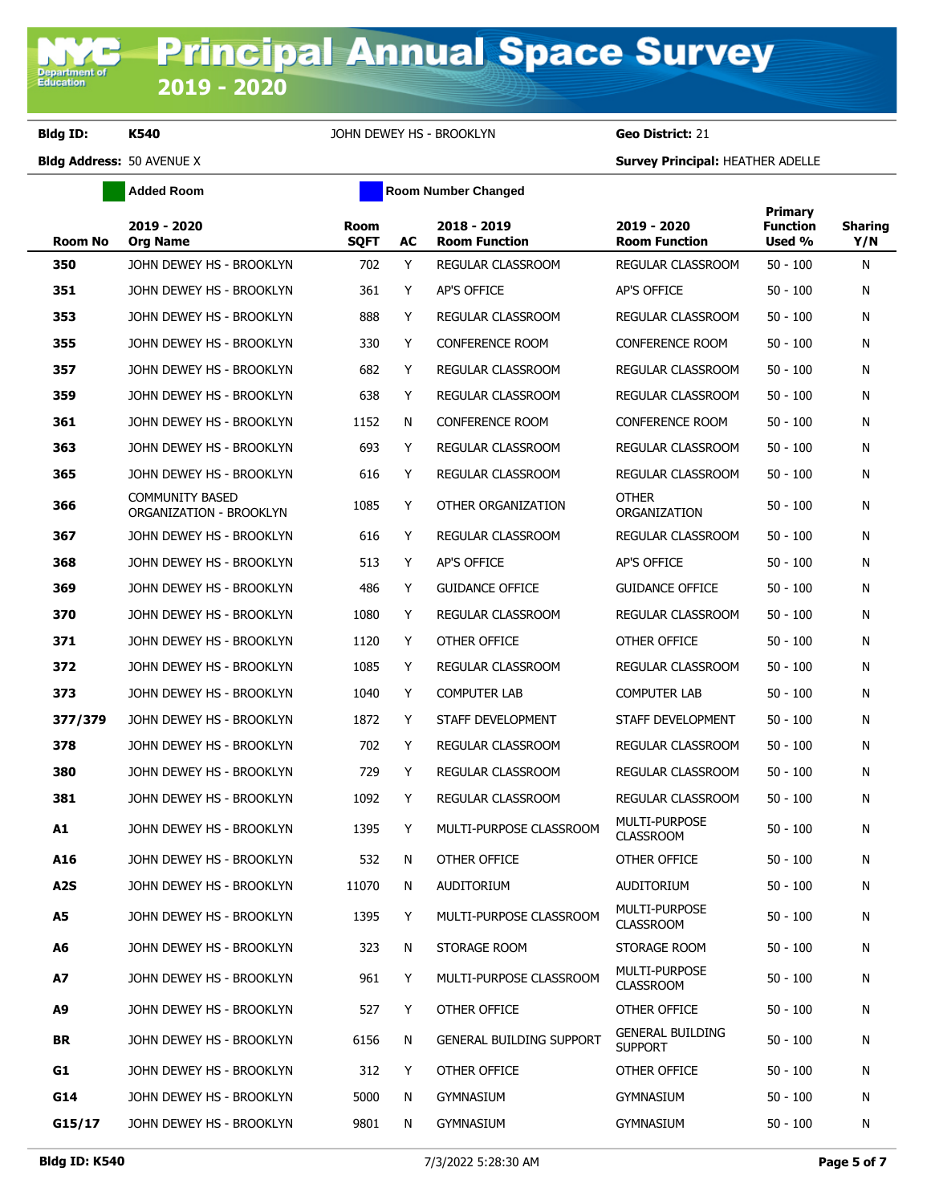# Principal Annual Space Survey

## 2019 - 2020

**Bldg ID:** K540 JOHN DEWEY HS - BROOKLYN **Geo District:** 21

**Bldg Address:** 50 AVENUE X **Survey Principal:** HEATHER ADELLE

Added Room | Room Number Changed

| Room No | 2019 - 2020 Org Name | Room SQFT | AC | 2018 - 2019 Room Function | 2019 - 2020 Room Function | Primary Function Used % | Sharing Y/N |
|---|---|---|---|---|---|---|---|
| 350 | JOHN DEWEY HS - BROOKLYN | 702 | Y | REGULAR CLASSROOM | REGULAR CLASSROOM | 50 - 100 | N |
| 351 | JOHN DEWEY HS - BROOKLYN | 361 | Y | AP'S OFFICE | AP'S OFFICE | 50 - 100 | N |
| 353 | JOHN DEWEY HS - BROOKLYN | 888 | Y | REGULAR CLASSROOM | REGULAR CLASSROOM | 50 - 100 | N |
| 355 | JOHN DEWEY HS - BROOKLYN | 330 | Y | CONFERENCE ROOM | CONFERENCE ROOM | 50 - 100 | N |
| 357 | JOHN DEWEY HS - BROOKLYN | 682 | Y | REGULAR CLASSROOM | REGULAR CLASSROOM | 50 - 100 | N |
| 359 | JOHN DEWEY HS - BROOKLYN | 638 | Y | REGULAR CLASSROOM | REGULAR CLASSROOM | 50 - 100 | N |
| 361 | JOHN DEWEY HS - BROOKLYN | 1152 | N | CONFERENCE ROOM | CONFERENCE ROOM | 50 - 100 | N |
| 363 | JOHN DEWEY HS - BROOKLYN | 693 | Y | REGULAR CLASSROOM | REGULAR CLASSROOM | 50 - 100 | N |
| 365 | JOHN DEWEY HS - BROOKLYN | 616 | Y | REGULAR CLASSROOM | REGULAR CLASSROOM | 50 - 100 | N |
| 366 | COMMUNITY BASED ORGANIZATION - BROOKLYN | 1085 | Y | OTHER ORGANIZATION | OTHER ORGANIZATION | 50 - 100 | N |
| 367 | JOHN DEWEY HS - BROOKLYN | 616 | Y | REGULAR CLASSROOM | REGULAR CLASSROOM | 50 - 100 | N |
| 368 | JOHN DEWEY HS - BROOKLYN | 513 | Y | AP'S OFFICE | AP'S OFFICE | 50 - 100 | N |
| 369 | JOHN DEWEY HS - BROOKLYN | 486 | Y | GUIDANCE OFFICE | GUIDANCE OFFICE | 50 - 100 | N |
| 370 | JOHN DEWEY HS - BROOKLYN | 1080 | Y | REGULAR CLASSROOM | REGULAR CLASSROOM | 50 - 100 | N |
| 371 | JOHN DEWEY HS - BROOKLYN | 1120 | Y | OTHER OFFICE | OTHER OFFICE | 50 - 100 | N |
| 372 | JOHN DEWEY HS - BROOKLYN | 1085 | Y | REGULAR CLASSROOM | REGULAR CLASSROOM | 50 - 100 | N |
| 373 | JOHN DEWEY HS - BROOKLYN | 1040 | Y | COMPUTER LAB | COMPUTER LAB | 50 - 100 | N |
| 377/379 | JOHN DEWEY HS - BROOKLYN | 1872 | Y | STAFF DEVELOPMENT | STAFF DEVELOPMENT | 50 - 100 | N |
| 378 | JOHN DEWEY HS - BROOKLYN | 702 | Y | REGULAR CLASSROOM | REGULAR CLASSROOM | 50 - 100 | N |
| 380 | JOHN DEWEY HS - BROOKLYN | 729 | Y | REGULAR CLASSROOM | REGULAR CLASSROOM | 50 - 100 | N |
| 381 | JOHN DEWEY HS - BROOKLYN | 1092 | Y | REGULAR CLASSROOM | REGULAR CLASSROOM | 50 - 100 | N |
| A1 | JOHN DEWEY HS - BROOKLYN | 1395 | Y | MULTI-PURPOSE CLASSROOM | MULTI-PURPOSE CLASSROOM | 50 - 100 | N |
| A16 | JOHN DEWEY HS - BROOKLYN | 532 | N | OTHER OFFICE | OTHER OFFICE | 50 - 100 | N |
| A2S | JOHN DEWEY HS - BROOKLYN | 11070 | N | AUDITORIUM | AUDITORIUM | 50 - 100 | N |
| A5 | JOHN DEWEY HS - BROOKLYN | 1395 | Y | MULTI-PURPOSE CLASSROOM | MULTI-PURPOSE CLASSROOM | 50 - 100 | N |
| A6 | JOHN DEWEY HS - BROOKLYN | 323 | N | STORAGE ROOM | STORAGE ROOM | 50 - 100 | N |
| A7 | JOHN DEWEY HS - BROOKLYN | 961 | Y | MULTI-PURPOSE CLASSROOM | MULTI-PURPOSE CLASSROOM | 50 - 100 | N |
| A9 | JOHN DEWEY HS - BROOKLYN | 527 | Y | OTHER OFFICE | OTHER OFFICE | 50 - 100 | N |
| BR | JOHN DEWEY HS - BROOKLYN | 6156 | N | GENERAL BUILDING SUPPORT | GENERAL BUILDING SUPPORT | 50 - 100 | N |
| G1 | JOHN DEWEY HS - BROOKLYN | 312 | Y | OTHER OFFICE | OTHER OFFICE | 50 - 100 | N |
| G14 | JOHN DEWEY HS - BROOKLYN | 5000 | N | GYMNASIUM | GYMNASIUM | 50 - 100 | N |
| G15/17 | JOHN DEWEY HS - BROOKLYN | 9801 | N | GYMNASIUM | GYMNASIUM | 50 - 100 | N |

**Bldg ID: K540** 7/3/2022 5:28:30 AM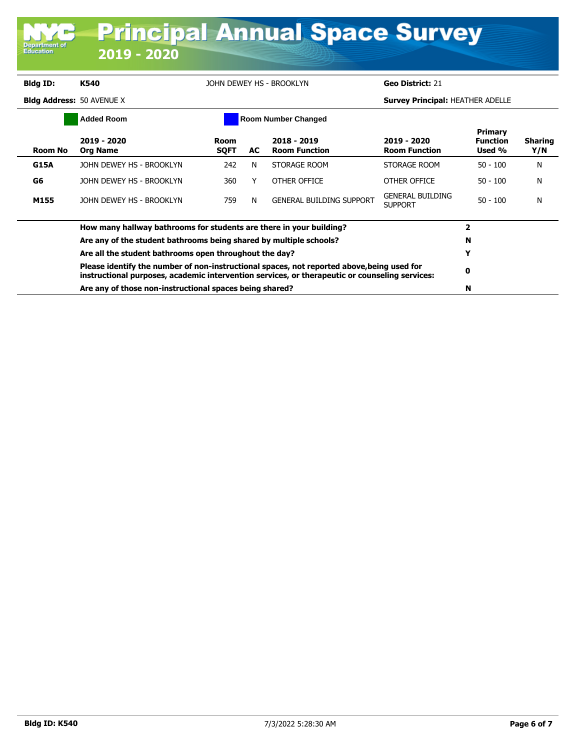# Principal Annual Space Survey

## 2019 - 2020

**Bldg ID:** K540 JOHN DEWEY HS - BROOKLYN **Geo District:** 21

**Bldg Address:** 50 AVENUE X **Survey Principal:** HEATHER ADELLE

Added Room | Room Number Changed

| Room No | 2019 - 2020 Org Name | Room SQFT | AC | 2018 - 2019 Room Function | 2019 - 2020 Room Function | Primary Function Used % | Sharing Y/N |
|---|---|---|---|---|---|---|---|
| G15A | JOHN DEWEY HS - BROOKLYN | 242 | N | STORAGE ROOM | STORAGE ROOM | 50 - 100 | N |
| G6 | JOHN DEWEY HS - BROOKLYN | 360 | Y | OTHER OFFICE | OTHER OFFICE | 50 - 100 | N |
| M155 | JOHN DEWEY HS - BROOKLYN | 759 | N | GENERAL BUILDING SUPPORT | GENERAL BUILDING SUPPORT | 50 - 100 | N |

| Question | Answer |
|---|---|
| **How many hallway bathrooms for students are there in your building?** | **2** |
| **Are any of the student bathrooms being shared by multiple schools?** | **N** |
| **Are all the student bathrooms open throughout the day?** | **Y** |
| **Please identify the number of non-instructional spaces, not reported above,being used for instructional purposes, academic intervention services, or therapeutic or counseling services:** | **0** |
| **Are any of those non-instructional spaces being shared?** | **N** |

**Bldg ID: K540** 7/3/2022 5:28:30 AM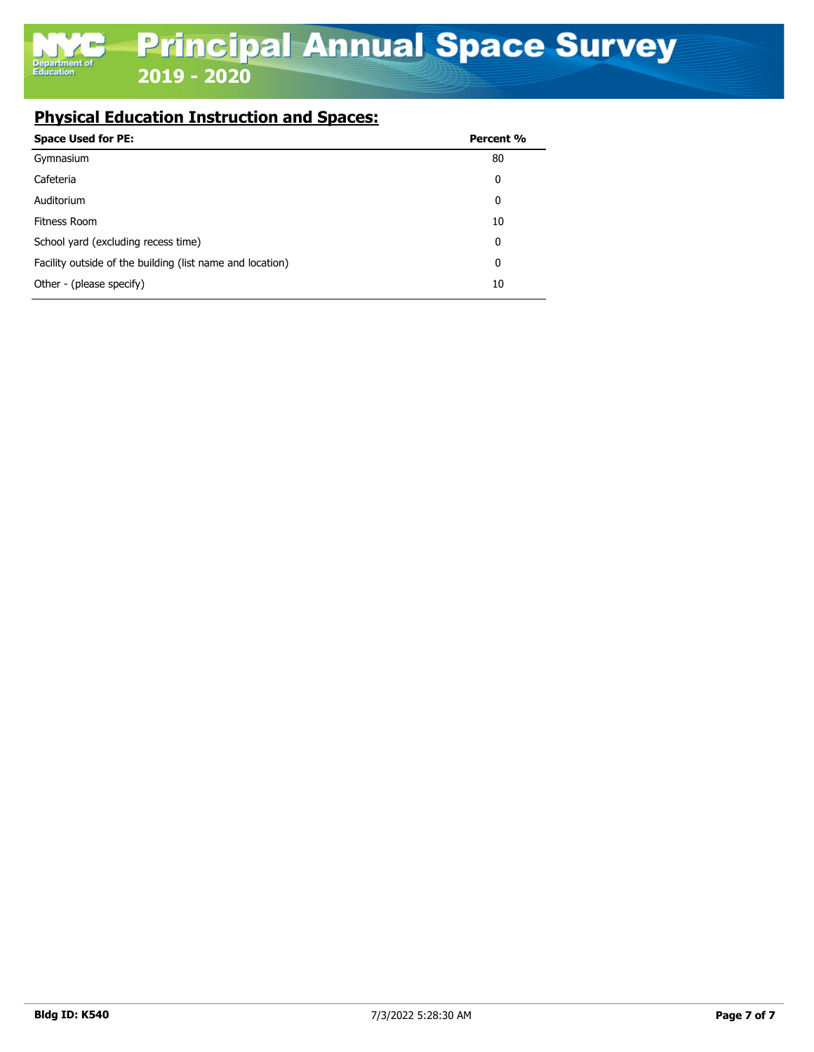## Physical Education Instruction and Spaces:

| Space Used for PE: | Percent % |
| --- | --- |
| Gymnasium | 80 |
| Cafeteria | 0 |
| Auditorium | 0 |
| Fitness Room | 10 |
| School yard (excluding recess time) | 0 |
| Facility outside of the building (list name and location) | 0 |
| Other - (please specify) | 10 |